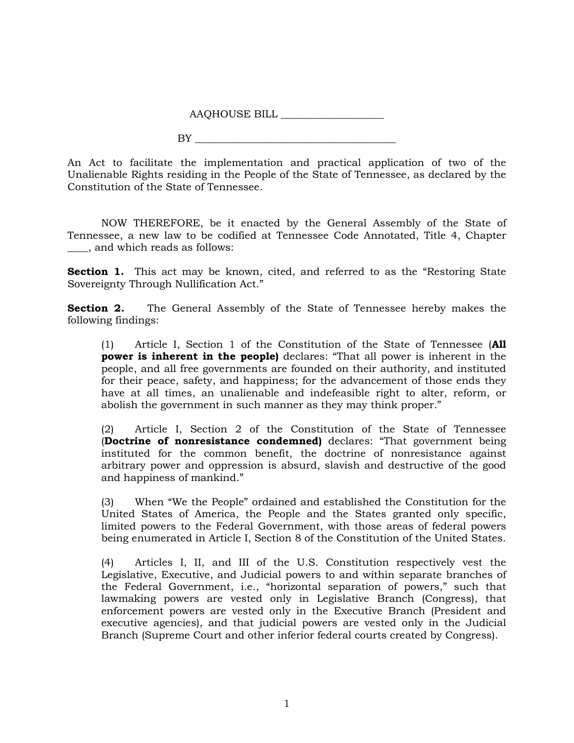AAQHOUSE BILL ____________________

BY ________________________________________

An Act to facilitate the implementation and practical application of two of the Unalienable Rights residing in the People of the State of Tennessee, as declared by the Constitution of the State of Tennessee.

NOW THEREFORE, be it enacted by the General Assembly of the State of Tennessee, a new law to be codified at Tennessee Code Annotated, Title 4, Chapter ____, and which reads as follows:

**Section 1.** This act may be known, cited, and referred to as the "Restoring State Sovereignty Through Nullification Act."

**Section 2.** The General Assembly of the State of Tennessee hereby makes the following findings:

(1) Article I, Section 1 of the Constitution of the State of Tennessee (**All power is inherent in the people)** declares: "That all power is inherent in the people, and all free governments are founded on their authority, and instituted for their peace, safety, and happiness; for the advancement of those ends they have at all times, an unalienable and indefeasible right to alter, reform, or abolish the government in such manner as they may think proper."

(2) Article I, Section 2 of the Constitution of the State of Tennessee (**Doctrine of nonresistance condemned)** declares: "That government being instituted for the common benefit, the doctrine of nonresistance against arbitrary power and oppression is absurd, slavish and destructive of the good and happiness of mankind."

(3) When "We the People" ordained and established the Constitution for the United States of America, the People and the States granted only specific, limited powers to the Federal Government, with those areas of federal powers being enumerated in Article I, Section 8 of the Constitution of the United States.

(4) Articles I, II, and III of the U.S. Constitution respectively vest the Legislative, Executive, and Judicial powers to and within separate branches of the Federal Government, i.e., "horizontal separation of powers," such that lawmaking powers are vested only in Legislative Branch (Congress), that enforcement powers are vested only in the Executive Branch (President and executive agencies), and that judicial powers are vested only in the Judicial Branch (Supreme Court and other inferior federal courts created by Congress).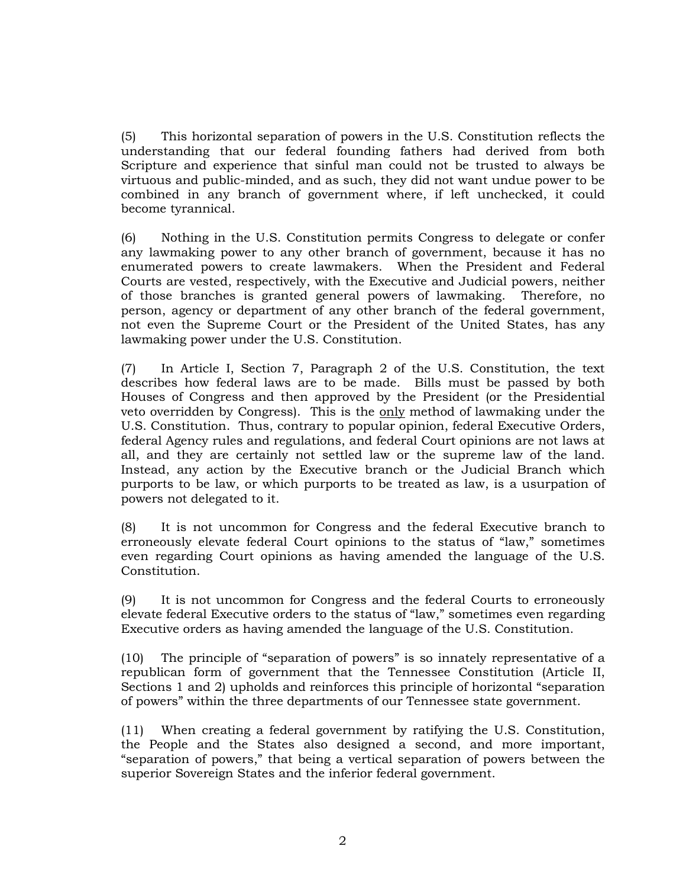(5) This horizontal separation of powers in the U.S. Constitution reflects the understanding that our federal founding fathers had derived from both Scripture and experience that sinful man could not be trusted to always be virtuous and public-minded, and as such, they did not want undue power to be combined in any branch of government where, if left unchecked, it could become tyrannical.

(6) Nothing in the U.S. Constitution permits Congress to delegate or confer any lawmaking power to any other branch of government, because it has no enumerated powers to create lawmakers. When the President and Federal Courts are vested, respectively, with the Executive and Judicial powers, neither of those branches is granted general powers of lawmaking. Therefore, no person, agency or department of any other branch of the federal government, not even the Supreme Court or the President of the United States, has any lawmaking power under the U.S. Constitution.

(7) In Article I, Section 7, Paragraph 2 of the U.S. Constitution, the text describes how federal laws are to be made. Bills must be passed by both Houses of Congress and then approved by the President (or the Presidential veto overridden by Congress). This is the <u>only</u> method of lawmaking under the U.S. Constitution. Thus, contrary to popular opinion, federal Executive Orders, federal Agency rules and regulations, and federal Court opinions are not laws at all, and they are certainly not settled law or the supreme law of the land. Instead, any action by the Executive branch or the Judicial Branch which purports to be law, or which purports to be treated as law, is a usurpation of powers not delegated to it.

(8) It is not uncommon for Congress and the federal Executive branch to erroneously elevate federal Court opinions to the status of "law," sometimes even regarding Court opinions as having amended the language of the U.S. Constitution.

(9) It is not uncommon for Congress and the federal Courts to erroneously elevate federal Executive orders to the status of "law," sometimes even regarding Executive orders as having amended the language of the U.S. Constitution.

(10) The principle of "separation of powers" is so innately representative of a republican form of government that the Tennessee Constitution (Article II, Sections 1 and 2) upholds and reinforces this principle of horizontal "separation of powers" within the three departments of our Tennessee state government.

(11) When creating a federal government by ratifying the U.S. Constitution, the People and the States also designed a second, and more important, "separation of powers," that being a vertical separation of powers between the superior Sovereign States and the inferior federal government.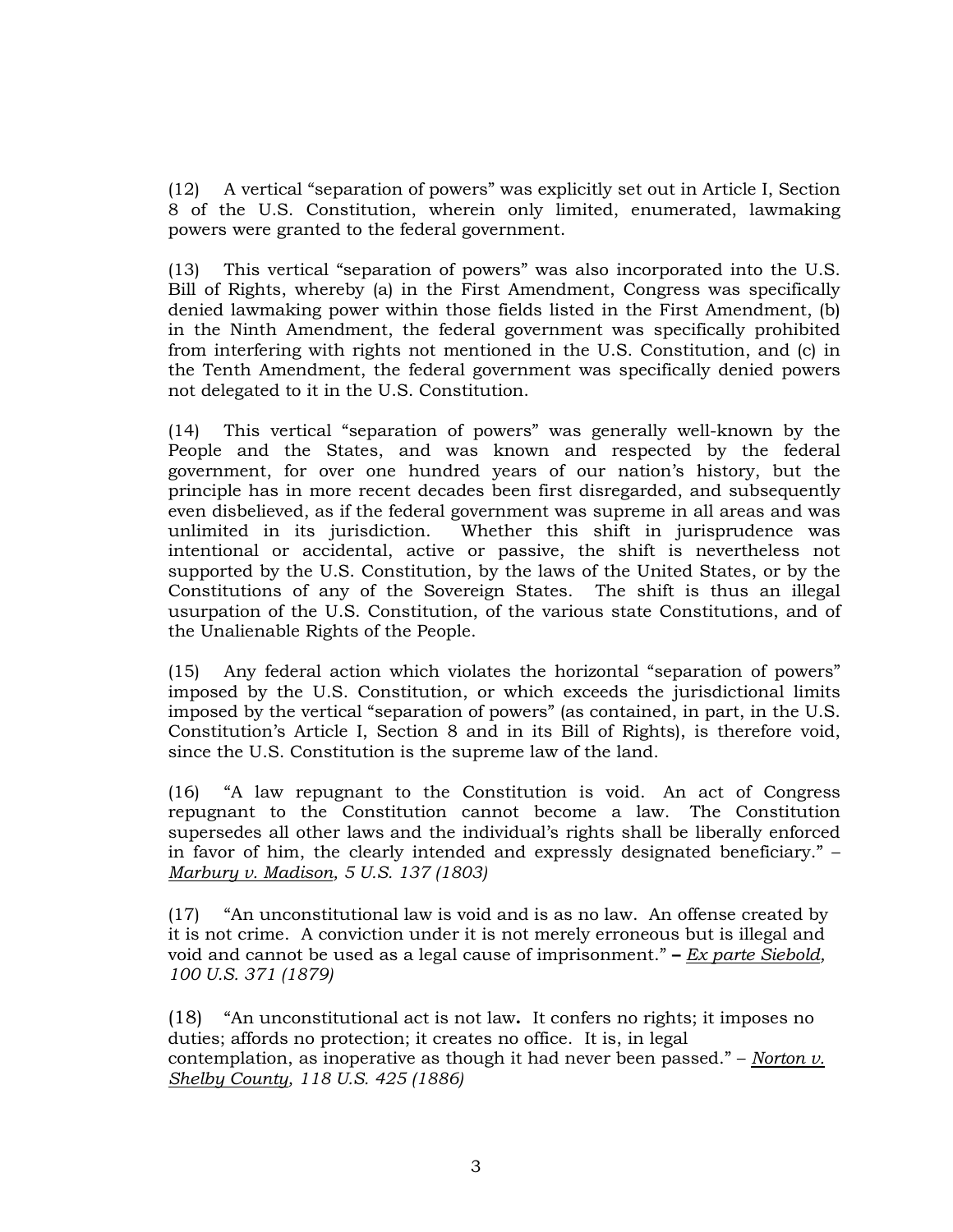(12) A vertical "separation of powers" was explicitly set out in Article I, Section 8 of the U.S. Constitution, wherein only limited, enumerated, lawmaking powers were granted to the federal government.

(13) This vertical "separation of powers" was also incorporated into the U.S. Bill of Rights, whereby (a) in the First Amendment, Congress was specifically denied lawmaking power within those fields listed in the First Amendment, (b) in the Ninth Amendment, the federal government was specifically prohibited from interfering with rights not mentioned in the U.S. Constitution, and (c) in the Tenth Amendment, the federal government was specifically denied powers not delegated to it in the U.S. Constitution.

(14) This vertical "separation of powers" was generally well-known by the People and the States, and was known and respected by the federal government, for over one hundred years of our nation's history, but the principle has in more recent decades been first disregarded, and subsequently even disbelieved, as if the federal government was supreme in all areas and was unlimited in its jurisdiction. Whether this shift in jurisprudence was intentional or accidental, active or passive, the shift is nevertheless not supported by the U.S. Constitution, by the laws of the United States, or by the Constitutions of any of the Sovereign States. The shift is thus an illegal usurpation of the U.S. Constitution, of the various state Constitutions, and of the Unalienable Rights of the People.

(15) Any federal action which violates the horizontal "separation of powers" imposed by the U.S. Constitution, or which exceeds the jurisdictional limits imposed by the vertical "separation of powers" (as contained, in part, in the U.S. Constitution's Article I, Section 8 and in its Bill of Rights), is therefore void, since the U.S. Constitution is the supreme law of the land.

(16) "A law repugnant to the Constitution is void. An act of Congress repugnant to the Constitution cannot become a law. The Constitution supersedes all other laws and the individual's rights shall be liberally enforced in favor of him, the clearly intended and expressly designated beneficiary." – *Marbury v. Madison, 5 U.S. 137 (1803)*

(17) "An unconstitutional law is void and is as no law. An offense created by it is not crime. A conviction under it is not merely erroneous but is illegal and void and cannot be used as a legal cause of imprisonment." **–** *Ex parte Siebold, 100 U.S. 371 (1879)*

(18) "An unconstitutional act is not law**.** It confers no rights; it imposes no duties; affords no protection; it creates no office. It is, in legal contemplation, as inoperative as though it had never been passed." – *Norton v. Shelby County, 118 U.S. 425 (1886)*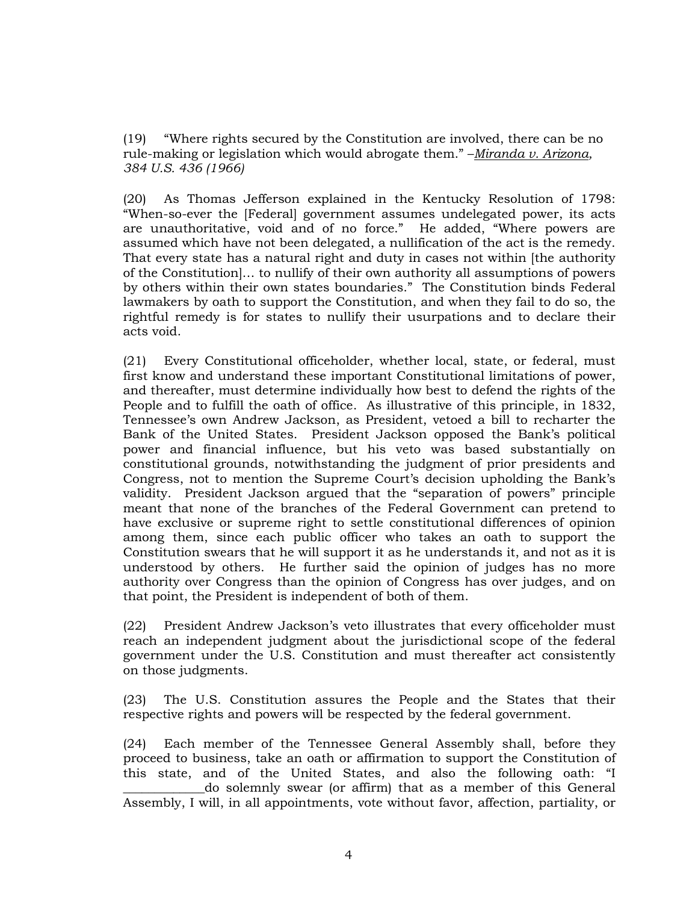(19) "Where rights secured by the Constitution are involved, there can be no rule-making or legislation which would abrogate them." –*Miranda v. Arizona, 384 U.S. 436 (1966)*

(20) As Thomas Jefferson explained in the Kentucky Resolution of 1798: "When-so-ever the [Federal] government assumes undelegated power, its acts are unauthoritative, void and of no force." He added, "Where powers are assumed which have not been delegated, a nullification of the act is the remedy. That every state has a natural right and duty in cases not within [the authority of the Constitution]… to nullify of their own authority all assumptions of powers by others within their own states boundaries." The Constitution binds Federal lawmakers by oath to support the Constitution, and when they fail to do so, the rightful remedy is for states to nullify their usurpations and to declare their acts void.

(21) Every Constitutional officeholder, whether local, state, or federal, must first know and understand these important Constitutional limitations of power, and thereafter, must determine individually how best to defend the rights of the People and to fulfill the oath of office. As illustrative of this principle, in 1832, Tennessee's own Andrew Jackson, as President, vetoed a bill to recharter the Bank of the United States. President Jackson opposed the Bank's political power and financial influence, but his veto was based substantially on constitutional grounds, notwithstanding the judgment of prior presidents and Congress, not to mention the Supreme Court's decision upholding the Bank's validity. President Jackson argued that the "separation of powers" principle meant that none of the branches of the Federal Government can pretend to have exclusive or supreme right to settle constitutional differences of opinion among them, since each public officer who takes an oath to support the Constitution swears that he will support it as he understands it, and not as it is understood by others. He further said the opinion of judges has no more authority over Congress than the opinion of Congress has over judges, and on that point, the President is independent of both of them.

(22) President Andrew Jackson's veto illustrates that every officeholder must reach an independent judgment about the jurisdictional scope of the federal government under the U.S. Constitution and must thereafter act consistently on those judgments.

(23) The U.S. Constitution assures the People and the States that their respective rights and powers will be respected by the federal government.

(24) Each member of the Tennessee General Assembly shall, before they proceed to business, take an oath or affirmation to support the Constitution of this state, and of the United States, and also the following oath: "I ____________do solemnly swear (or affirm) that as a member of this General Assembly, I will, in all appointments, vote without favor, affection, partiality, or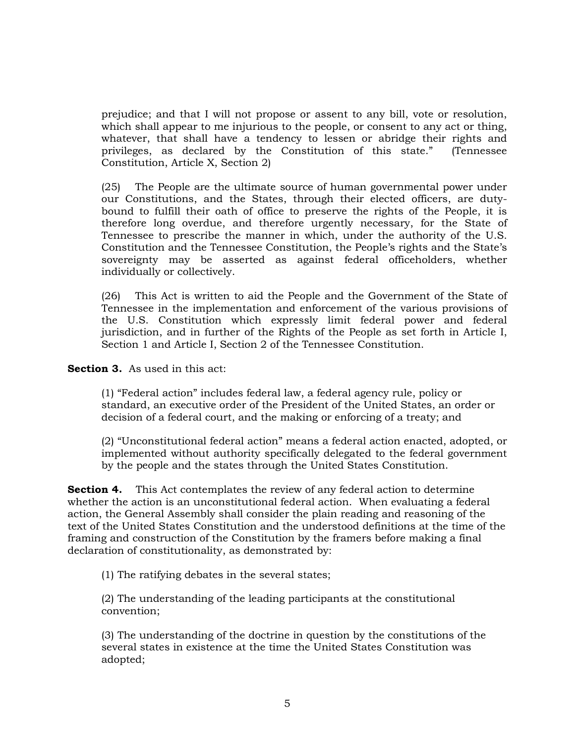prejudice; and that I will not propose or assent to any bill, vote or resolution, which shall appear to me injurious to the people, or consent to any act or thing, whatever, that shall have a tendency to lessen or abridge their rights and privileges, as declared by the Constitution of this state." (Tennessee Constitution, Article X, Section 2)

(25) The People are the ultimate source of human governmental power under our Constitutions, and the States, through their elected officers, are duty-bound to fulfill their oath of office to preserve the rights of the People, it is therefore long overdue, and therefore urgently necessary, for the State of Tennessee to prescribe the manner in which, under the authority of the U.S. Constitution and the Tennessee Constitution, the People's rights and the State's sovereignty may be asserted as against federal officeholders, whether individually or collectively.

(26) This Act is written to aid the People and the Government of the State of Tennessee in the implementation and enforcement of the various provisions of the U.S. Constitution which expressly limit federal power and federal jurisdiction, and in further of the Rights of the People as set forth in Article I, Section 1 and Article I, Section 2 of the Tennessee Constitution.

**Section 3.** As used in this act:

(1) "Federal action" includes federal law, a federal agency rule, policy or standard, an executive order of the President of the United States, an order or decision of a federal court, and the making or enforcing of a treaty; and

(2) "Unconstitutional federal action" means a federal action enacted, adopted, or implemented without authority specifically delegated to the federal government by the people and the states through the United States Constitution.

**Section 4.** This Act contemplates the review of any federal action to determine whether the action is an unconstitutional federal action. When evaluating a federal action, the General Assembly shall consider the plain reading and reasoning of the text of the United States Constitution and the understood definitions at the time of the framing and construction of the Constitution by the framers before making a final declaration of constitutionality, as demonstrated by:

(1) The ratifying debates in the several states;

(2) The understanding of the leading participants at the constitutional convention;

(3) The understanding of the doctrine in question by the constitutions of the several states in existence at the time the United States Constitution was adopted;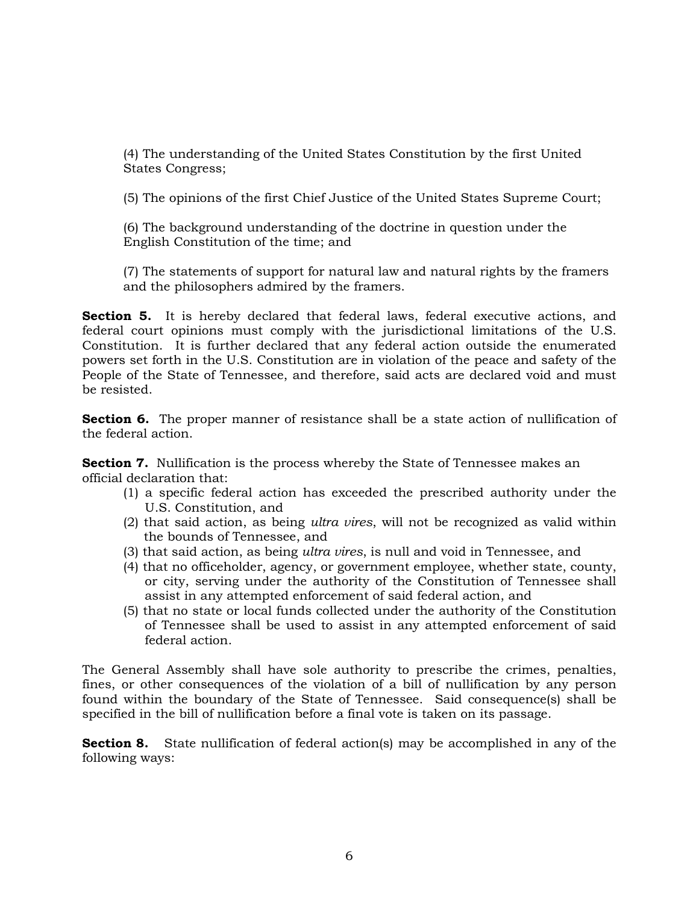(4) The understanding of the United States Constitution by the first United States Congress;

(5) The opinions of the first Chief Justice of the United States Supreme Court;

(6) The background understanding of the doctrine in question under the English Constitution of the time; and

(7) The statements of support for natural law and natural rights by the framers and the philosophers admired by the framers.

**Section 5.** It is hereby declared that federal laws, federal executive actions, and federal court opinions must comply with the jurisdictional limitations of the U.S. Constitution. It is further declared that any federal action outside the enumerated powers set forth in the U.S. Constitution are in violation of the peace and safety of the People of the State of Tennessee, and therefore, said acts are declared void and must be resisted.

**Section 6.** The proper manner of resistance shall be a state action of nullification of the federal action.

**Section 7.** Nullification is the process whereby the State of Tennessee makes an official declaration that:

(1) a specific federal action has exceeded the prescribed authority under the U.S. Constitution, and
(2) that said action, as being *ultra vires*, will not be recognized as valid within the bounds of Tennessee, and
(3) that said action, as being *ultra vires*, is null and void in Tennessee, and
(4) that no officeholder, agency, or government employee, whether state, county, or city, serving under the authority of the Constitution of Tennessee shall assist in any attempted enforcement of said federal action, and
(5) that no state or local funds collected under the authority of the Constitution of Tennessee shall be used to assist in any attempted enforcement of said federal action.

The General Assembly shall have sole authority to prescribe the crimes, penalties, fines, or other consequences of the violation of a bill of nullification by any person found within the boundary of the State of Tennessee. Said consequence(s) shall be specified in the bill of nullification before a final vote is taken on its passage.

**Section 8.** State nullification of federal action(s) may be accomplished in any of the following ways: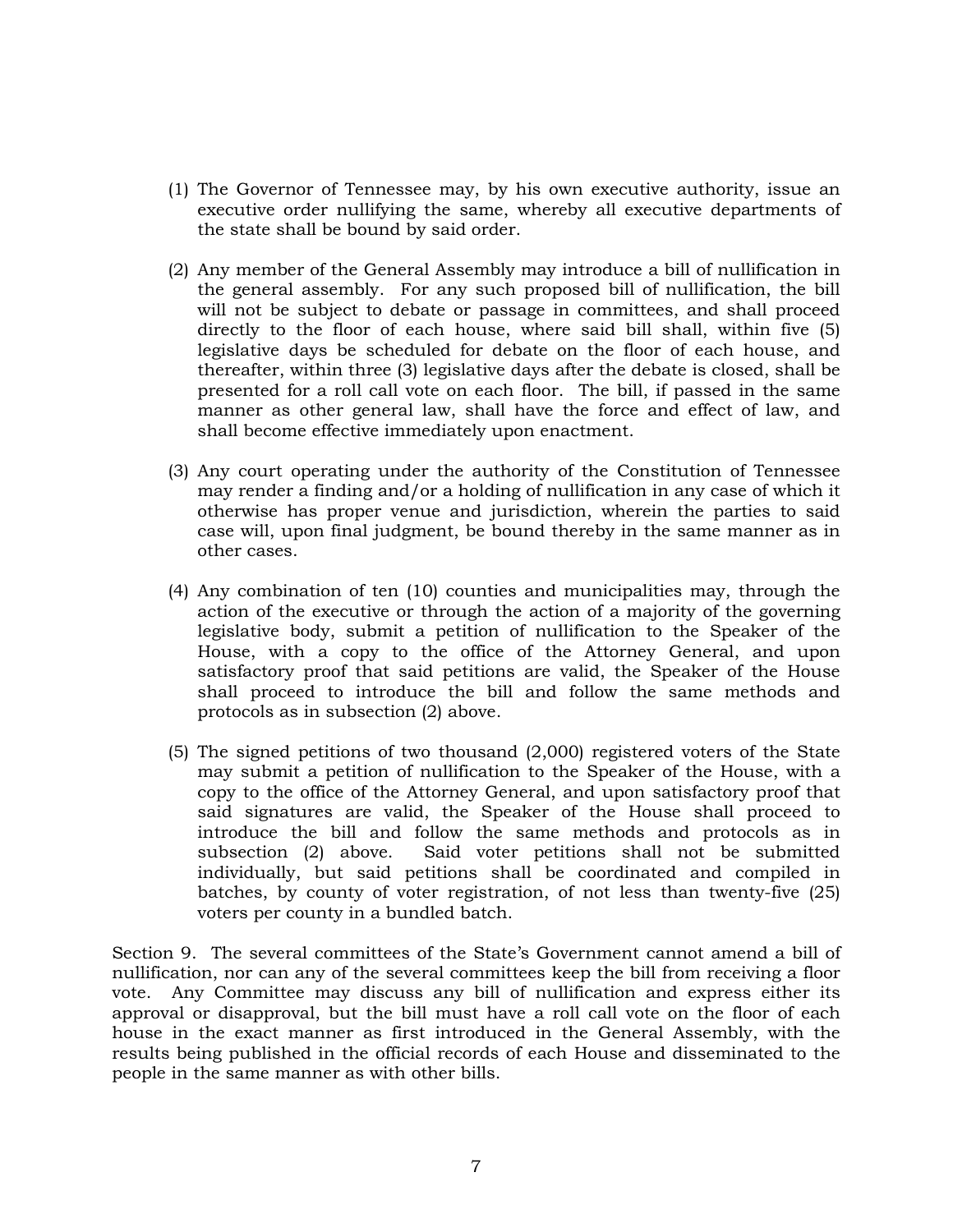(1) The Governor of Tennessee may, by his own executive authority, issue an executive order nullifying the same, whereby all executive departments of the state shall be bound by said order.

(2) Any member of the General Assembly may introduce a bill of nullification in the general assembly. For any such proposed bill of nullification, the bill will not be subject to debate or passage in committees, and shall proceed directly to the floor of each house, where said bill shall, within five (5) legislative days be scheduled for debate on the floor of each house, and thereafter, within three (3) legislative days after the debate is closed, shall be presented for a roll call vote on each floor. The bill, if passed in the same manner as other general law, shall have the force and effect of law, and shall become effective immediately upon enactment.

(3) Any court operating under the authority of the Constitution of Tennessee may render a finding and/or a holding of nullification in any case of which it otherwise has proper venue and jurisdiction, wherein the parties to said case will, upon final judgment, be bound thereby in the same manner as in other cases.

(4) Any combination of ten (10) counties and municipalities may, through the action of the executive or through the action of a majority of the governing legislative body, submit a petition of nullification to the Speaker of the House, with a copy to the office of the Attorney General, and upon satisfactory proof that said petitions are valid, the Speaker of the House shall proceed to introduce the bill and follow the same methods and protocols as in subsection (2) above.

(5) The signed petitions of two thousand (2,000) registered voters of the State may submit a petition of nullification to the Speaker of the House, with a copy to the office of the Attorney General, and upon satisfactory proof that said signatures are valid, the Speaker of the House shall proceed to introduce the bill and follow the same methods and protocols as in subsection (2) above. Said voter petitions shall not be submitted individually, but said petitions shall be coordinated and compiled in batches, by county of voter registration, of not less than twenty-five (25) voters per county in a bundled batch.

Section 9. The several committees of the State's Government cannot amend a bill of nullification, nor can any of the several committees keep the bill from receiving a floor vote. Any Committee may discuss any bill of nullification and express either its approval or disapproval, but the bill must have a roll call vote on the floor of each house in the exact manner as first introduced in the General Assembly, with the results being published in the official records of each House and disseminated to the people in the same manner as with other bills.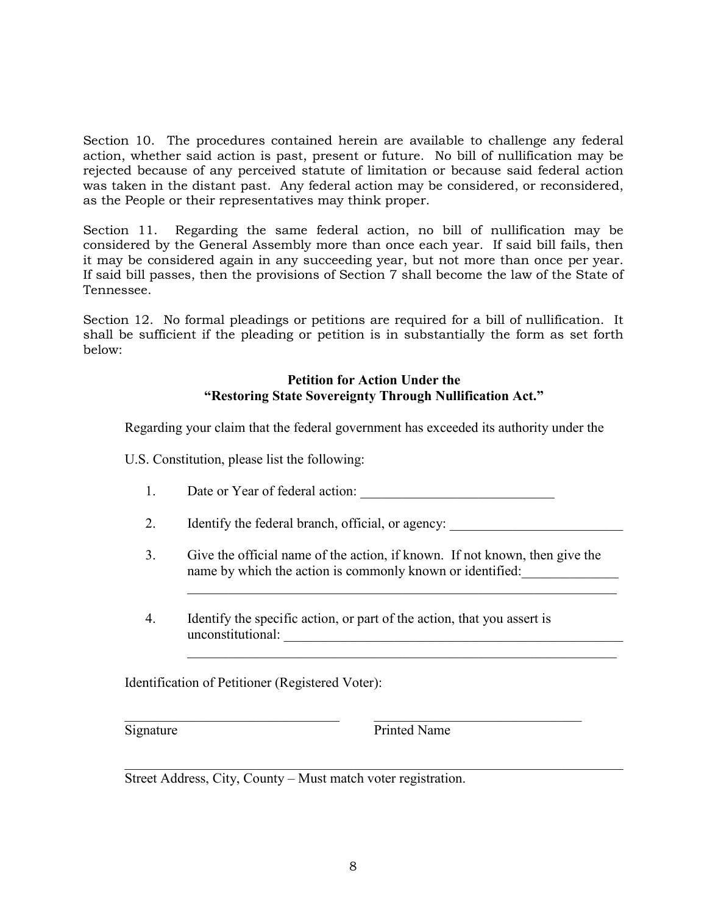Section 10. The procedures contained herein are available to challenge any federal action, whether said action is past, present or future. No bill of nullification may be rejected because of any perceived statute of limitation or because said federal action was taken in the distant past. Any federal action may be considered, or reconsidered, as the People or their representatives may think proper.

Section 11. Regarding the same federal action, no bill of nullification may be considered by the General Assembly more than once each year. If said bill fails, then it may be considered again in any succeeding year, but not more than once per year. If said bill passes, then the provisions of Section 7 shall become the law of the State of Tennessee.

Section 12. No formal pleadings or petitions are required for a bill of nullification. It shall be sufficient if the pleading or petition is in substantially the form as set forth below:

**Petition for Action Under the**
**"Restoring State Sovereignty Through Nullification Act."**

Regarding your claim that the federal government has exceeded its authority under the U.S. Constitution, please list the following:

1. Date or Year of federal action: ____________________________

2. Identify the federal branch, official, or agency: _________________________

3. Give the official name of the action, if known. If not known, then give the name by which the action is commonly known or identified:______________
_______________________________________________________________

4. Identify the specific action, or part of the action, that you assert is unconstitutional: ____________________________________________________
_______________________________________________________________

Identification of Petitioner (Registered Voter):

________________________________ ________________________________
Signature Printed Name

_______________________________________________________________
Street Address, City, County – Must match voter registration.